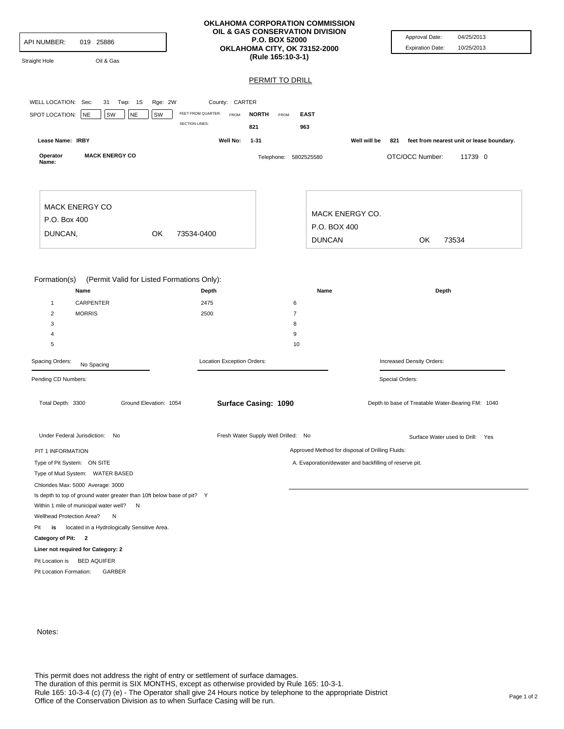API NUMBER: 019 25886

Straight Hole    Oil & Gas

**OKLAHOMA CORPORATION COMMISSION**
**OIL & GAS CONSERVATION DIVISION**
**P.O. BOX 52000**
**OKLAHOMA CITY, OK 73152-2000**
**(Rule 165:10-3-1)**

Approval Date: 04/25/2013
Expiration Date: 10/25/2013

## PERMIT TO DRILL

WELL LOCATION: Sec: 31 Twp: 1S Rge: 2W County: CARTER

SPOT LOCATION: NE SW NE SW

FEET FROM QUARTER: FROM **NORTH** FROM **EAST**
SECTION LINES: 821 963

**Lease Name: IRBY** **Well No: 1-31** Well will be 821 feet from nearest unit or lease boundary.

**Operator Name: MACK ENERGY CO** Telephone: 5802525580 OTC/OCC Number: 11739 0

MACK ENERGY CO
P.O. Box 400
DUNCAN, OK 73534-0400

MACK ENERGY CO.
P.O. BOX 400
DUNCAN OK 73534

Formation(s) (Permit Valid for Listed Formations Only):

| | Name | Depth | | Name | Depth |
|---|---|---|---|---|---|
| 1 | CARPENTER | 2475 | 6 | | |
| 2 | MORRIS | 2500 | 7 | | |
| 3 | | | 8 | | |
| 4 | | | 9 | | |
| 5 | | | 10 | | |

Spacing Orders: No Spacing

Location Exception Orders:

Increased Density Orders:

Pending CD Numbers:

Special Orders:

Total Depth: 3300 Ground Elevation: 1054 **Surface Casing: 1090** Depth to base of Treatable Water-Bearing FM: 1040

Under Federal Jurisdiction: No

Fresh Water Supply Well Drilled: No

Surface Water used to Drill: Yes

PIT 1 INFORMATION

Type of Pit System: ON SITE

Type of Mud System: WATER BASED

Chlorides Max: 5000 Average: 3000

Is depth to top of ground water greater than 10ft below base of pit? Y

Within 1 mile of municipal water well? N

Wellhead Protection Area? N

Pit **is** located in a Hydrologically Sensitive Area.

**Category of Pit: 2**

**Liner not required for Category: 2**

Pit Location is BED AQUIFER

Pit Location Formation: GARBER

Approved Method for disposal of Drilling Fluids:

A. Evaporation/dewater and backfilling of reserve pit.

Notes:

This permit does not address the right of entry or settlement of surface damages.
The duration of this permit is SIX MONTHS, except as otherwise provided by Rule 165: 10-3-1.
Rule 165: 10-3-4 (c) (7) (e) - The Operator shall give 24 Hours notice by telephone to the appropriate District Office of the Conservation Division as to when Surface Casing will be run.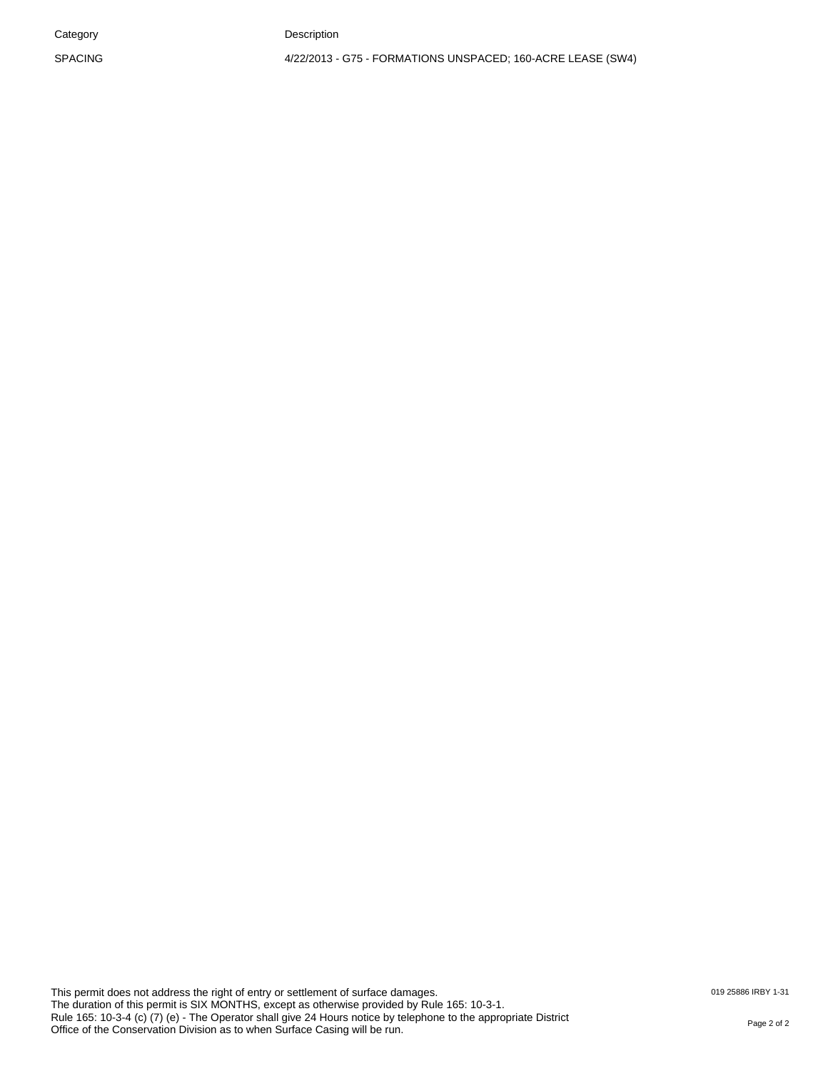| Category | Description |
| --- | --- |
| SPACING | 4/22/2013 - G75 - FORMATIONS UNSPACED; 160-ACRE LEASE (SW4) |

This permit does not address the right of entry or settlement of surface damages.
The duration of this permit is SIX MONTHS, except as otherwise provided by Rule 165: 10-3-1.
Rule 165: 10-3-4 (c) (7) (e) - The Operator shall give 24 Hours notice by telephone to the appropriate District Office of the Conservation Division as to when Surface Casing will be run.

019 25886 IRBY 1-31